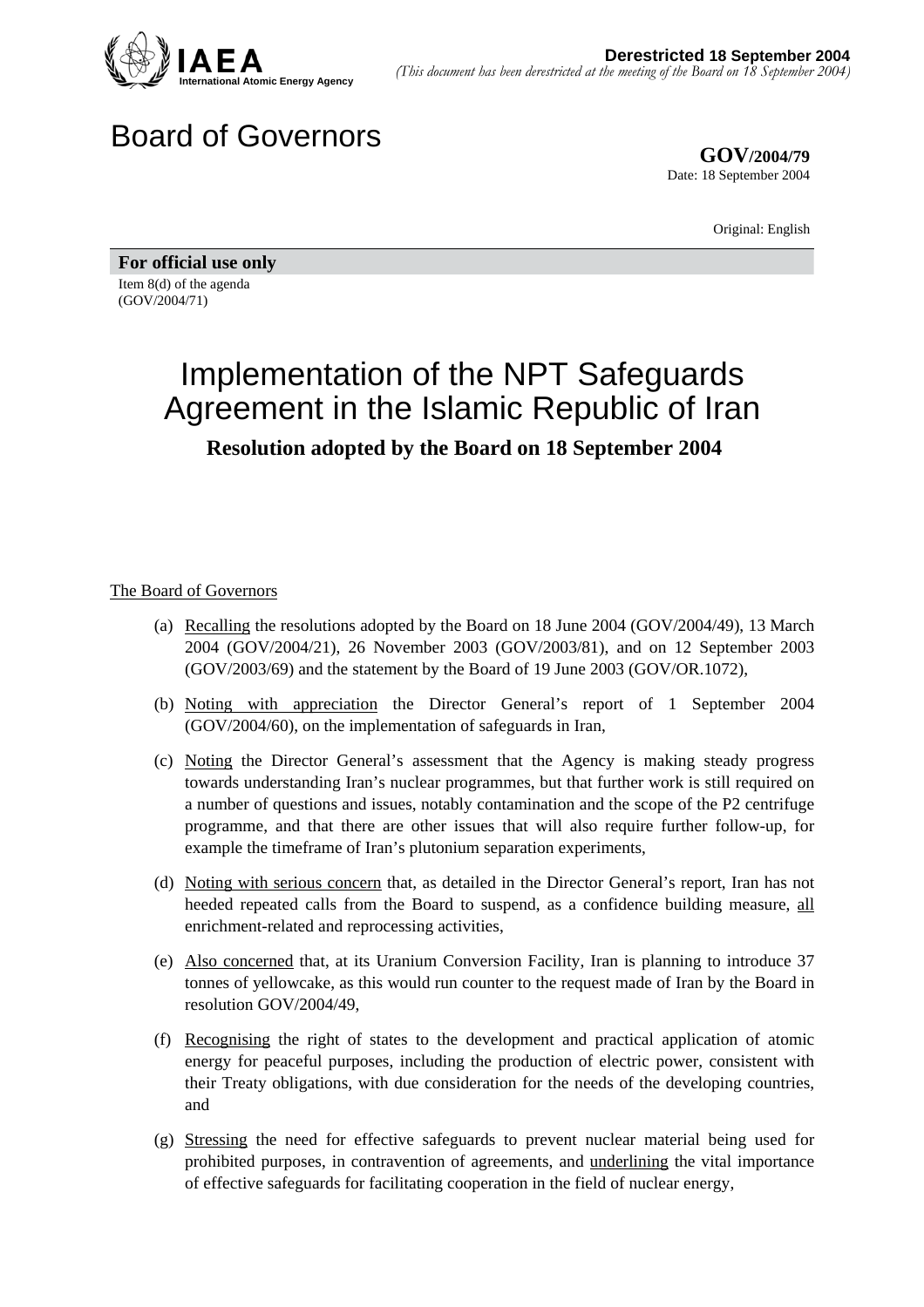**Derestricted 18 September 2004**
*(This document has been derestricted at the meeting of the Board on 18 September 2004)*

# Board of Governors

**GOV/2004/79**
Date: 18 September 2004

Original: English

**For official use only**

Item 8(d) of the agenda
(GOV/2004/71)

# Implementation of the NPT Safeguards Agreement in the Islamic Republic of Iran

**Resolution adopted by the Board on 18 September 2004**

The Board of Governors

(a) Recalling the resolutions adopted by the Board on 18 June 2004 (GOV/2004/49), 13 March 2004 (GOV/2004/21), 26 November 2003 (GOV/2003/81), and on 12 September 2003 (GOV/2003/69) and the statement by the Board of 19 June 2003 (GOV/OR.1072),

(b) Noting with appreciation the Director General's report of 1 September 2004 (GOV/2004/60), on the implementation of safeguards in Iran,

(c) Noting the Director General's assessment that the Agency is making steady progress towards understanding Iran's nuclear programmes, but that further work is still required on a number of questions and issues, notably contamination and the scope of the P2 centrifuge programme, and that there are other issues that will also require further follow-up, for example the timeframe of Iran's plutonium separation experiments,

(d) Noting with serious concern that, as detailed in the Director General's report, Iran has not heeded repeated calls from the Board to suspend, as a confidence building measure, all enrichment-related and reprocessing activities,

(e) Also concerned that, at its Uranium Conversion Facility, Iran is planning to introduce 37 tonnes of yellowcake, as this would run counter to the request made of Iran by the Board in resolution GOV/2004/49,

(f) Recognising the right of states to the development and practical application of atomic energy for peaceful purposes, including the production of electric power, consistent with their Treaty obligations, with due consideration for the needs of the developing countries, and

(g) Stressing the need for effective safeguards to prevent nuclear material being used for prohibited purposes, in contravention of agreements, and underlining the vital importance of effective safeguards for facilitating cooperation in the field of nuclear energy,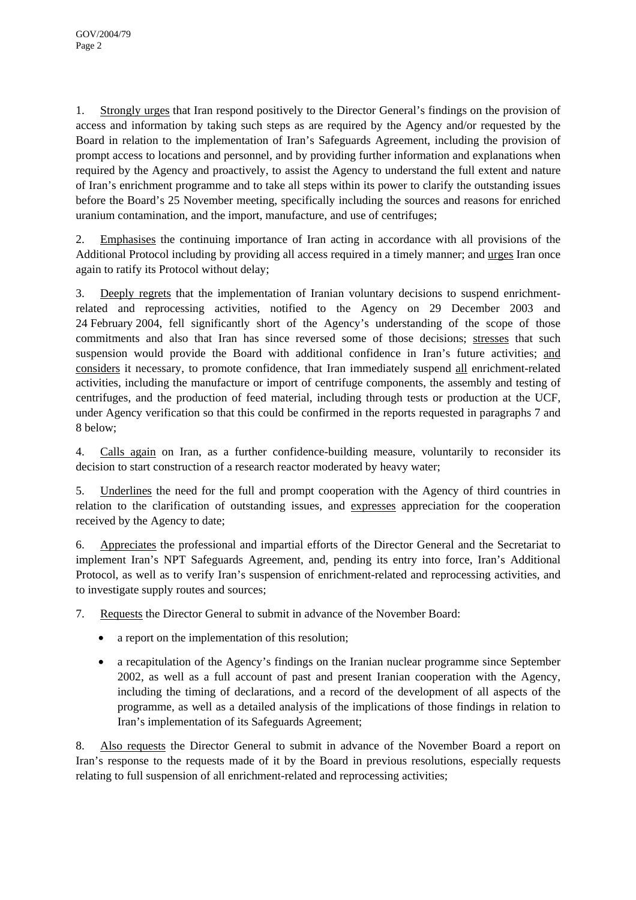1. Strongly urges that Iran respond positively to the Director General's findings on the provision of access and information by taking such steps as are required by the Agency and/or requested by the Board in relation to the implementation of Iran's Safeguards Agreement, including the provision of prompt access to locations and personnel, and by providing further information and explanations when required by the Agency and proactively, to assist the Agency to understand the full extent and nature of Iran's enrichment programme and to take all steps within its power to clarify the outstanding issues before the Board's 25 November meeting, specifically including the sources and reasons for enriched uranium contamination, and the import, manufacture, and use of centrifuges;

2. Emphasises the continuing importance of Iran acting in accordance with all provisions of the Additional Protocol including by providing all access required in a timely manner; and urges Iran once again to ratify its Protocol without delay;

3. Deeply regrets that the implementation of Iranian voluntary decisions to suspend enrichment-related and reprocessing activities, notified to the Agency on 29 December 2003 and 24 February 2004, fell significantly short of the Agency's understanding of the scope of those commitments and also that Iran has since reversed some of those decisions; stresses that such suspension would provide the Board with additional confidence in Iran's future activities; and considers it necessary, to promote confidence, that Iran immediately suspend all enrichment-related activities, including the manufacture or import of centrifuge components, the assembly and testing of centrifuges, and the production of feed material, including through tests or production at the UCF, under Agency verification so that this could be confirmed in the reports requested in paragraphs 7 and 8 below;

4. Calls again on Iran, as a further confidence-building measure, voluntarily to reconsider its decision to start construction of a research reactor moderated by heavy water;

5. Underlines the need for the full and prompt cooperation with the Agency of third countries in relation to the clarification of outstanding issues, and expresses appreciation for the cooperation received by the Agency to date;

6. Appreciates the professional and impartial efforts of the Director General and the Secretariat to implement Iran's NPT Safeguards Agreement, and, pending its entry into force, Iran's Additional Protocol, as well as to verify Iran's suspension of enrichment-related and reprocessing activities, and to investigate supply routes and sources;

7. Requests the Director General to submit in advance of the November Board:

- a report on the implementation of this resolution;
- a recapitulation of the Agency's findings on the Iranian nuclear programme since September 2002, as well as a full account of past and present Iranian cooperation with the Agency, including the timing of declarations, and a record of the development of all aspects of the programme, as well as a detailed analysis of the implications of those findings in relation to Iran's implementation of its Safeguards Agreement;

8. Also requests the Director General to submit in advance of the November Board a report on Iran's response to the requests made of it by the Board in previous resolutions, especially requests relating to full suspension of all enrichment-related and reprocessing activities;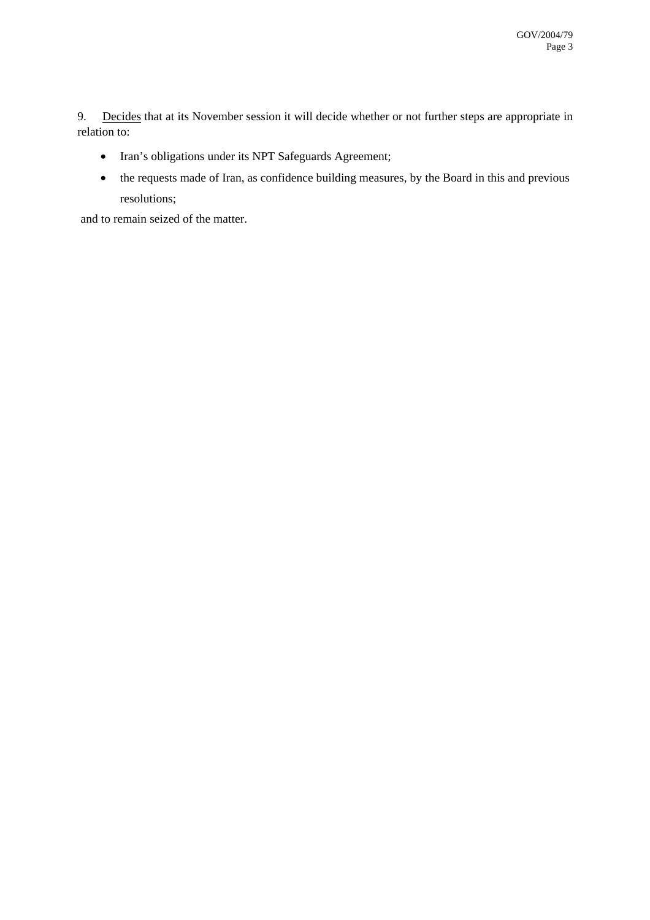9. <u>Decides</u> that at its November session it will decide whether or not further steps are appropriate in relation to:

- Iran's obligations under its NPT Safeguards Agreement;
- the requests made of Iran, as confidence building measures, by the Board in this and previous resolutions;

and to remain seized of the matter.